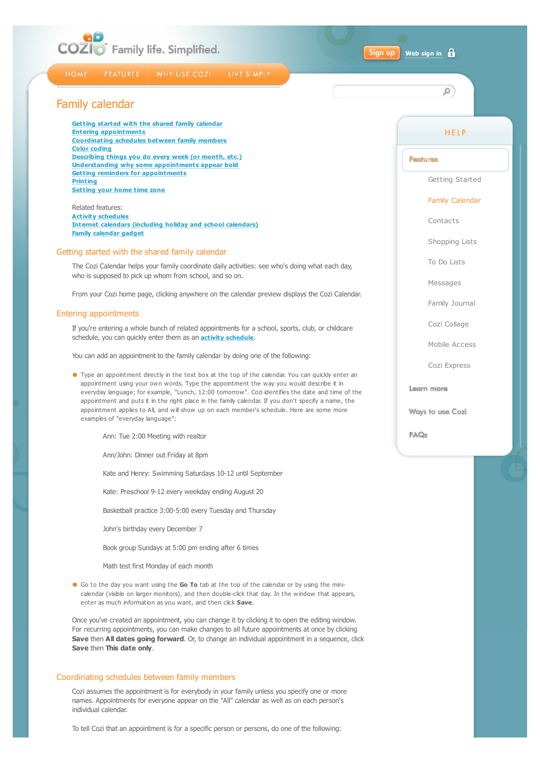# Family calendar

- Getting started with the shared family calendar
- Entering appointments
- Coordinating schedules between family members
- Color coding
- Describing things you do every week (or month, etc.)
- Understanding why some appointments appear bold
- Getting reminders for appointments
- Printing
- Setting your home time zone

Related features:

- Activity schedules
- Internet calendars (including holiday and school calendars)
- Family calendar gadget

## Getting started with the shared family calendar

The Cozi Calendar helps your family coordinate daily activities: see who's doing what each day, who is supposed to pick up whom from school, and so on.

From your Cozi home page, clicking anywhere on the calendar preview displays the Cozi Calendar.

## Entering appointments

If you're entering a whole bunch of related appointments for a school, sports, club, or childcare schedule, you can quickly enter them as an activity schedule.

You can add an appointment to the family calendar by doing one of the following:

- Type an appointment directly in the text box at the top of the calendar. You can quickly enter an appointment using your own words. Type the appointment the way you would describe it in everyday language; for example, "Lunch, 12:00 tomorrow". Cozi identifies the date and time of the appointment and puts it in the right place in the family calendar. If you don't specify a name, the appointment applies to All, and will show up on each member's schedule. Here are some more examples of "everyday language":

  Ann: Tue 2:00 Meeting with realtor

  Ann/John: Dinner out Friday at 8pm

  Kate and Henry: Swimming Saturdays 10-12 until September

  Kate: Preschool 9-12 every weekday ending August 20

  Basketball practice 3:00-5:00 every Tuesday and Thursday

  John's birthday every December 7

  Book group Sundays at 5:00 pm ending after 6 times

  Math test first Monday of each month

- Go to the day you want using the **Go To** tab at the top of the calendar or by using the mini-calendar (visible on larger monitors), and then double-click that day. In the window that appears, enter as much information as you want, and then click **Save**.

Once you've created an appointment, you can change it by clicking it to open the editing window. For recurring appointments, you can make changes to all future appointments at once by clicking **Save** then **All dates going forward**. Or, to change an individual appointment in a sequence, click **Save** then **This date only**.

## Coordinating schedules between family members

Cozi assumes the appointment is for everybody in your family unless you specify one or more names. Appointments for everyone appear on the "All" calendar as well as on each person's individual calendar.

To tell Cozi that an appointment is for a specific person or persons, do one of the following: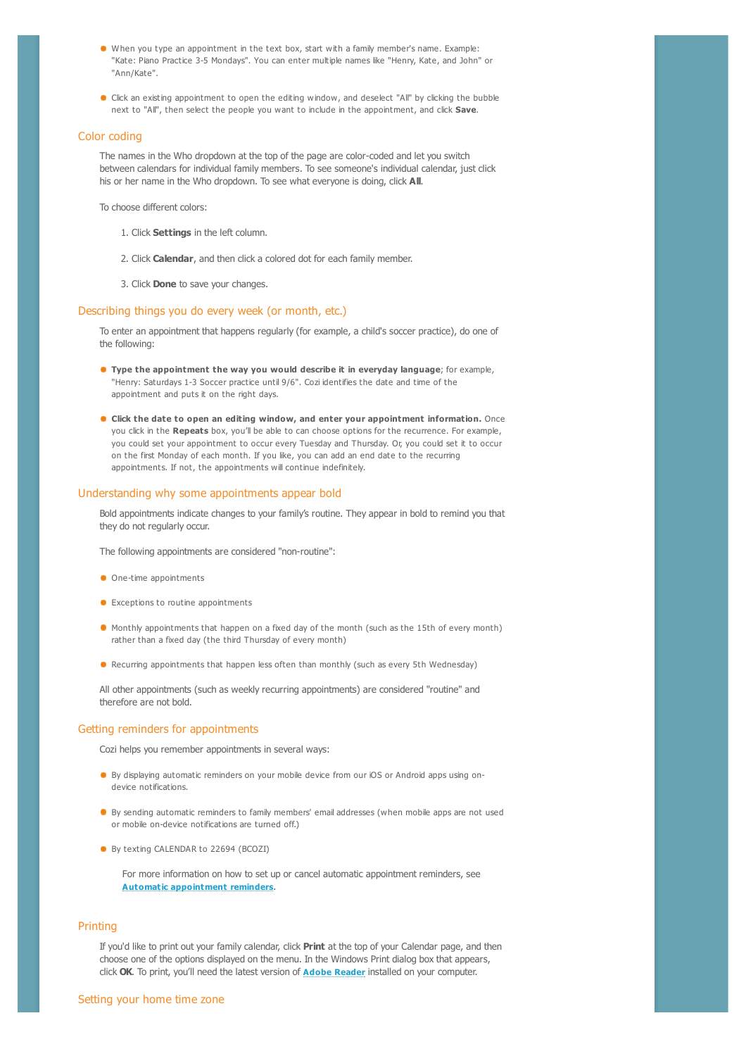- When you type an appointment in the text box, start with a family member's name. Example: "Kate: Piano Practice 3-5 Mondays". You can enter multiple names like "Henry, Kate, and John" or "Ann/Kate".

- Click an existing appointment to open the editing window, and deselect "All" by clicking the bubble next to "All", then select the people you want to include in the appointment, and click **Save**.

## Color coding

The names in the Who dropdown at the top of the page are color-coded and let you switch between calendars for individual family members. To see someone's individual calendar, just click his or her name in the Who dropdown. To see what everyone is doing, click **All**.

To choose different colors:

1. Click **Settings** in the left column.

2. Click **Calendar**, and then click a colored dot for each family member.

3. Click **Done** to save your changes.

## Describing things you do every week (or month, etc.)

To enter an appointment that happens regularly (for example, a child's soccer practice), do one of the following:

- **Type the appointment the way you would describe it in everyday language**; for example, "Henry: Saturdays 1-3 Soccer practice until 9/6". Cozi identifies the date and time of the appointment and puts it on the right days.

- **Click the date to open an editing window, and enter your appointment information.** Once you click in the **Repeats** box, you'll be able to can choose options for the recurrence. For example, you could set your appointment to occur every Tuesday and Thursday. Or, you could set it to occur on the first Monday of each month. If you like, you can add an end date to the recurring appointments. If not, the appointments will continue indefinitely.

## Understanding why some appointments appear bold

Bold appointments indicate changes to your family's routine. They appear in bold to remind you that they do not regularly occur.

The following appointments are considered "non-routine":

- One-time appointments

- Exceptions to routine appointments

- Monthly appointments that happen on a fixed day of the month (such as the 15th of every month) rather than a fixed day (the third Thursday of every month)

- Recurring appointments that happen less often than monthly (such as every 5th Wednesday)

All other appointments (such as weekly recurring appointments) are considered "routine" and therefore are not bold.

## Getting reminders for appointments

Cozi helps you remember appointments in several ways:

- By displaying automatic reminders on your mobile device from our iOS or Android apps using on-device notifications.

- By sending automatic reminders to family members' email addresses (when mobile apps are not used or mobile on-device notifications are turned off.)

- By texting CALENDAR to 22694 (BCOZI)

  For more information on how to set up or cancel automatic appointment reminders, see **Automatic appointment reminders**.

## Printing

If you'd like to print out your family calendar, click **Print** at the top of your Calendar page, and then choose one of the options displayed on the menu. In the Windows Print dialog box that appears, click **OK**. To print, you'll need the latest version of **Adobe Reader** installed on your computer.

## Setting your home time zone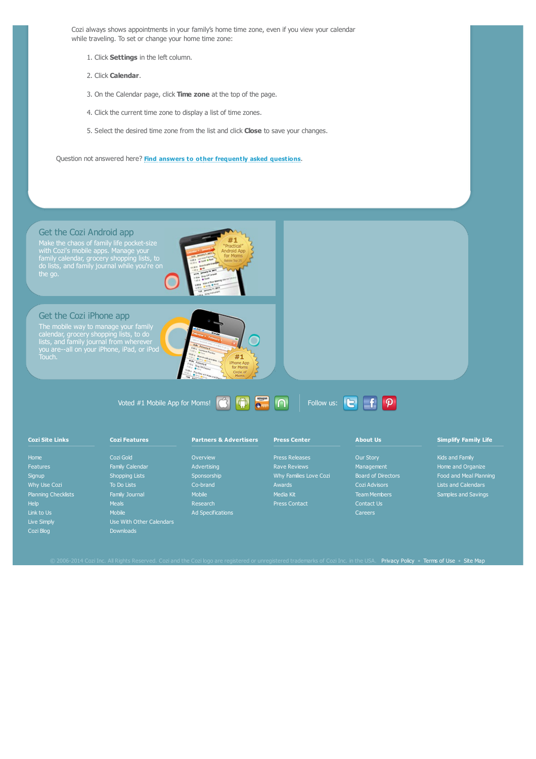Cozi always shows appointments in your family's home time zone, even if you view your calendar while traveling. To set or change your home time zone:

1. Click **Settings** in the left column.
2. Click **Calendar**.
3. On the Calendar page, click **Time zone** at the top of the page.
4. Click the current time zone to display a list of time zones.
5. Select the desired time zone from the list and click **Close** to save your changes.

Question not answered here? [Find answers to other frequently asked questions.]

## Get the Cozi Android app

Make the chaos of family life pocket-size with Cozi's mobile apps. Manage your family calendar, grocery shopping lists, to do lists, and family journal while you're on the go.

## Get the Cozi iPhone app

The mobile way to manage your family calendar, grocery shopping lists, to do lists, and family journal from wherever you are--all on your iPhone, iPad, or iPod Touch.

Voted #1 Mobile App for Moms!

Follow us:

**Cozi Site Links**

- Home
- Features
- Signup
- Why Use Cozi
- Planning Checklists
- Help
- Link to Us
- Live Simply
- Cozi Blog

**Cozi Features**

- Cozi Gold
- Family Calendar
- Shopping Lists
- To Do Lists
- Family Journal
- Meals
- Mobile
- Use With Other Calendars
- Downloads

**Partners & Advertisers**

- Overview
- Advertising
- Sponsorship
- Co-brand
- Mobile
- Research
- Ad Specifications

**Press Center**

- Press Releases
- Rave Reviews
- Why Families Love Cozi
- Awards
- Media Kit
- Press Contact

**About Us**

- Our Story
- Management
- Board of Directors
- Cozi Advisors
- Team Members
- Contact Us
- Careers

**Simplify Family Life**

- Kids and Family
- Home and Organize
- Food and Meal Planning
- Lists and Calendars
- Samples and Savings

© 2006-2014 Cozi Inc. All Rights Reserved. Cozi and the Cozi logo are registered or unregistered trademarks of Cozi Inc. in the USA. Privacy Policy • Terms of Use • Site Map